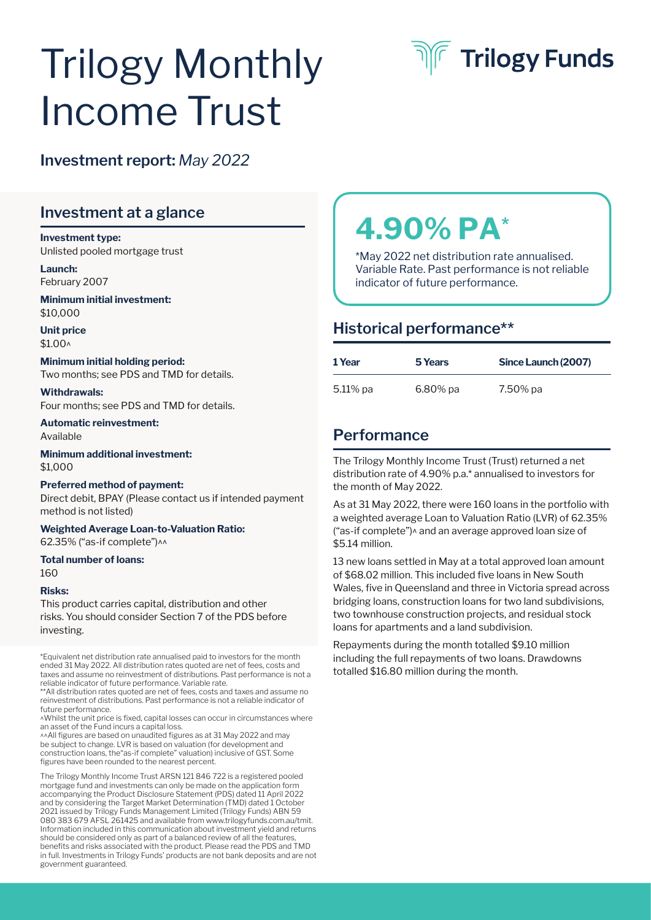# Trilogy Monthly Income Trust

Trilogy Funds

## Investment report: *May 2022*

## Investment at a glance

**Investment type:**
Unlisted pooled mortgage trust

**Launch:**
February 2007

**Minimum initial investment:**
$10,000

**Unit price**
$1.00^

**Minimum initial holding period:**
Two months; see PDS and TMD for details.

**Withdrawals:**
Four months; see PDS and TMD for details.

**Automatic reinvestment:**
Available

**Minimum additional investment:**
$1,000

**Preferred method of payment:**
Direct debit, BPAY (Please contact us if intended payment method is not listed)

**Weighted Average Loan-to-Valuation Ratio:**
62.35% ("as-if complete")^^

**Total number of loans:**
160

**Risks:**
This product carries capital, distribution and other risks. You should consider Section 7 of the PDS before investing.

*Equivalent net distribution rate annualised paid to investors for the month ended 31 May 2022. All distribution rates quoted are net of fees, costs and taxes and assume no reinvestment of distributions. Past performance is not a reliable indicator of future performance. Variable rate.

**All distribution rates quoted are net of fees, costs and taxes and assume no reinvestment of distributions. Past performance is not a reliable indicator of future performance.

^Whilst the unit price is fixed, capital losses can occur in circumstances where an asset of the Fund incurs a capital loss.

^^All figures are based on unaudited figures as at 31 May 2022 and may be subject to change. LVR is based on valuation (for development and construction loans, the"as-if complete" valuation) inclusive of GST. Some figures have been rounded to the nearest percent.

The Trilogy Monthly Income Trust ARSN 121 846 722 is a registered pooled mortgage fund and investments can only be made on the application form accompanying the Product Disclosure Statement (PDS) dated 11 April 2022 and by considering the Target Market Determination (TMD) dated 1 October 2021 issued by Trilogy Funds Management Limited (Trilogy Funds) ABN 59 080 383 679 AFSL 261425 and available from www.trilogyfunds.com.au/tmit. Information included in this communication about investment yield and returns should be considered only as part of a balanced review of all the features, benefits and risks associated with the product. Please read the PDS and TMD in full. Investments in Trilogy Funds' products are not bank deposits and are not government guaranteed.

# 4.90% PA*

*May 2022 net distribution rate annualised. Variable Rate. Past performance is not reliable indicator of future performance.

## Historical performance**

| 1 Year | 5 Years | Since Launch (2007) |
|---|---|---|
| 5.11% pa | 6.80% pa | 7.50% pa |

## Performance

The Trilogy Monthly Income Trust (Trust) returned a net distribution rate of 4.90% p.a.* annualised to investors for the month of May 2022.

As at 31 May 2022, there were 160 loans in the portfolio with a weighted average Loan to Valuation Ratio (LVR) of 62.35% ("as-if complete")^ and an average approved loan size of $5.14 million.

13 new loans settled in May at a total approved loan amount of $68.02 million. This included five loans in New South Wales, five in Queensland and three in Victoria spread across bridging loans, construction loans for two land subdivisions, two townhouse construction projects, and residual stock loans for apartments and a land subdivision.

Repayments during the month totalled $9.10 million including the full repayments of two loans. Drawdowns totalled $16.80 million during the month.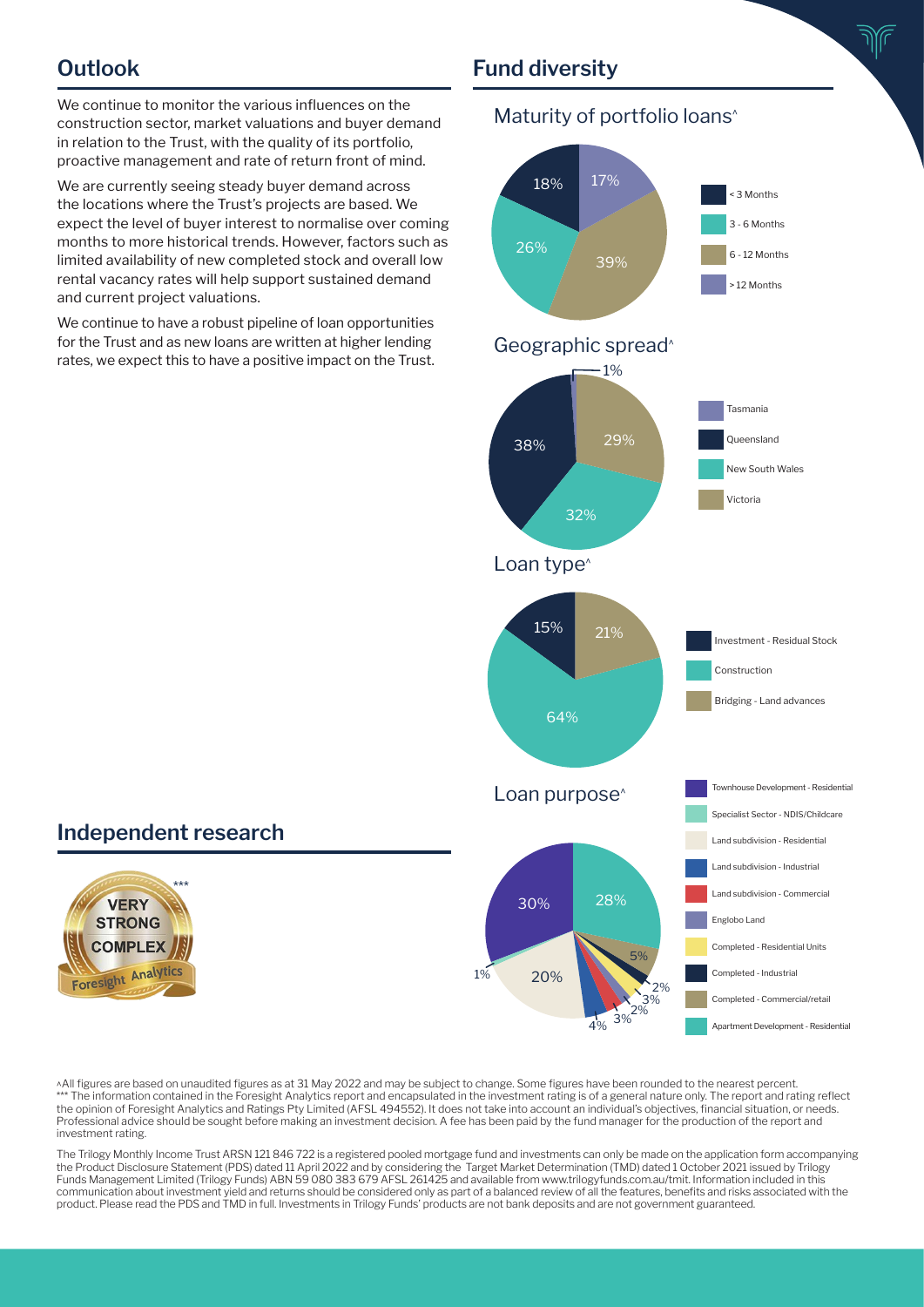## Outlook

We continue to monitor the various influences on the construction sector, market valuations and buyer demand in relation to the Trust, with the quality of its portfolio, proactive management and rate of return front of mind.

We are currently seeing steady buyer demand across the locations where the Trust's projects are based. We expect the level of buyer interest to normalise over coming months to more historical trends. However, factors such as limited availability of new completed stock and overall low rental vacancy rates will help support sustained demand and current project valuations.

We continue to have a robust pipeline of loan opportunities for the Trust and as new loans are written at higher lending rates, we expect this to have a positive impact on the Trust.

## Fund diversity

### Maturity of portfolio loans^

18%
17%
26%
39%

< 3 Months
3 - 6 Months
6 - 12 Months
> 12 Months

### Geographic spread^

1%
38%
29%
32%

Tasmania
Queensland
New South Wales
Victoria

### Loan type^

15%
21%
64%

Investment - Residual Stock
Construction
Bridging - Land advances

### Loan purpose^

30%
28%
5%
1%
20%
2%
3%
2%
3%
4%

Townhouse Development - Residential
Specialist Sector - NDIS/Childcare
Land subdivision - Residential
Land subdivision - Industrial
Land subdivision - Commercial
Englobo Land
Completed - Residential Units
Completed - Industrial
Completed - Commercial/retail
Apartment Development - Residential

## Independent research

VERY STRONG COMPLEX ***
Foresight Analytics

^All figures are based on unaudited figures as at 31 May 2022 and may be subject to change. Some figures have been rounded to the nearest percent.
*** The information contained in the Foresight Analytics report and encapsulated in the investment rating is of a general nature only. The report and rating reflect the opinion of Foresight Analytics and Ratings Pty Limited (AFSL 494552). It does not take into account an individual's objectives, financial situation, or needs. Professional advice should be sought before making an investment decision. A fee has been paid by the fund manager for the production of the report and investment rating.

The Trilogy Monthly Income Trust ARSN 121 846 722 is a registered pooled mortgage fund and investments can only be made on the application form accompanying the Product Disclosure Statement (PDS) dated 11 April 2022 and by considering the Target Market Determination (TMD) dated 1 October 2021 issued by Trilogy Funds Management Limited (Trilogy Funds) ABN 59 080 383 679 AFSL 261425 and available from www.trilogyfunds.com.au/tmit. Information included in this communication about investment yield and returns should be considered only as part of a balanced review of all the features, benefits and risks associated with the product. Please read the PDS and TMD in full. Investments in Trilogy Funds' products are not bank deposits and are not government guaranteed.